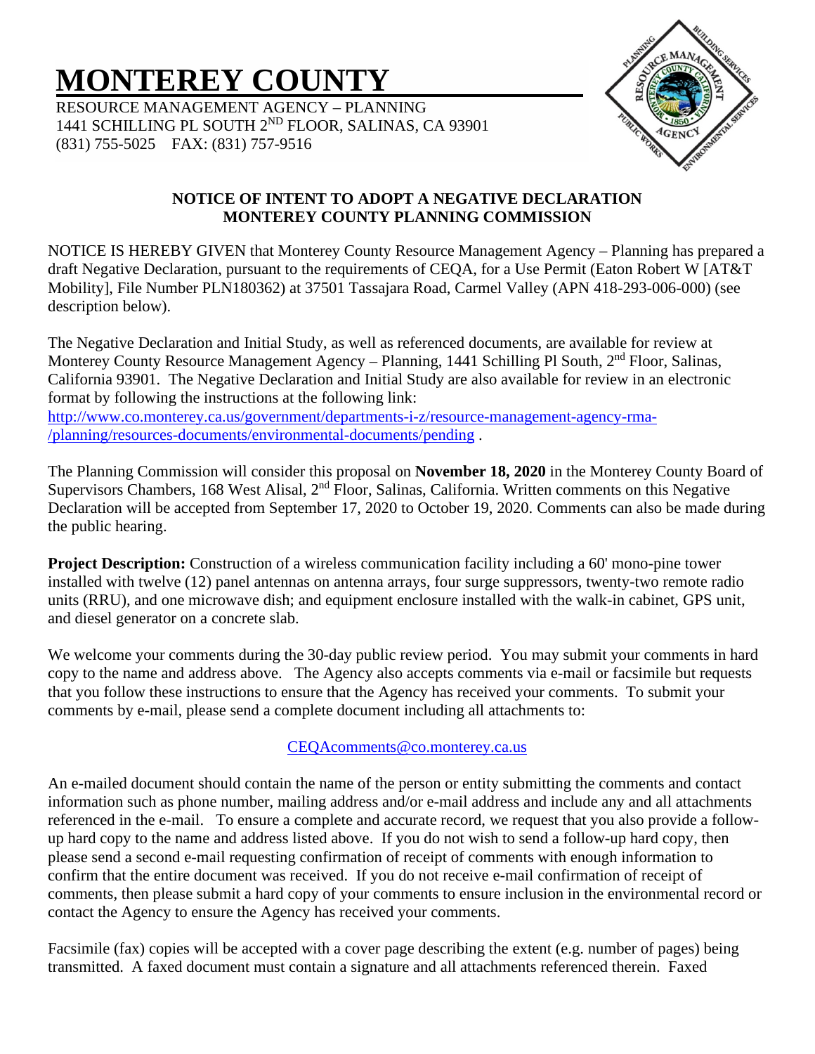# MONTEREY COUNTY

RESOURCE MANAGEMENT AGENCY – PLANNING
1441 SCHILLING PL SOUTH 2ND FLOOR, SALINAS, CA 93901
(831) 755-5025 FAX: (831) 757-9516

**NOTICE OF INTENT TO ADOPT A NEGATIVE DECLARATION**
**MONTEREY COUNTY PLANNING COMMISSION**

NOTICE IS HEREBY GIVEN that Monterey County Resource Management Agency – Planning has prepared a draft Negative Declaration, pursuant to the requirements of CEQA, for a Use Permit (Eaton Robert W [AT&T Mobility], File Number PLN180362) at 37501 Tassajara Road, Carmel Valley (APN 418-293-006-000) (see description below).

The Negative Declaration and Initial Study, as well as referenced documents, are available for review at Monterey County Resource Management Agency – Planning, 1441 Schilling Pl South, 2nd Floor, Salinas, California 93901. The Negative Declaration and Initial Study are also available for review in an electronic format by following the instructions at the following link:
[http://www.co.monterey.ca.us/government/departments-i-z/resource-management-agency-rma-/planning/resources-documents/environmental-documents/pending](http://www.co.monterey.ca.us/government/departments-i-z/resource-management-agency-rma-/planning/resources-documents/environmental-documents/pending) .

The Planning Commission will consider this proposal on **November 18, 2020** in the Monterey County Board of Supervisors Chambers, 168 West Alisal, 2nd Floor, Salinas, California. Written comments on this Negative Declaration will be accepted from September 17, 2020 to October 19, 2020. Comments can also be made during the public hearing.

**Project Description:** Construction of a wireless communication facility including a 60' mono-pine tower installed with twelve (12) panel antennas on antenna arrays, four surge suppressors, twenty-two remote radio units (RRU), and one microwave dish; and equipment enclosure installed with the walk-in cabinet, GPS unit, and diesel generator on a concrete slab.

We welcome your comments during the 30-day public review period. You may submit your comments in hard copy to the name and address above. The Agency also accepts comments via e-mail or facsimile but requests that you follow these instructions to ensure that the Agency has received your comments. To submit your comments by e-mail, please send a complete document including all attachments to:

CEQAcomments@co.monterey.ca.us

An e-mailed document should contain the name of the person or entity submitting the comments and contact information such as phone number, mailing address and/or e-mail address and include any and all attachments referenced in the e-mail. To ensure a complete and accurate record, we request that you also provide a follow-up hard copy to the name and address listed above. If you do not wish to send a follow-up hard copy, then please send a second e-mail requesting confirmation of receipt of comments with enough information to confirm that the entire document was received. If you do not receive e-mail confirmation of receipt of comments, then please submit a hard copy of your comments to ensure inclusion in the environmental record or contact the Agency to ensure the Agency has received your comments.

Facsimile (fax) copies will be accepted with a cover page describing the extent (e.g. number of pages) being transmitted. A faxed document must contain a signature and all attachments referenced therein. Faxed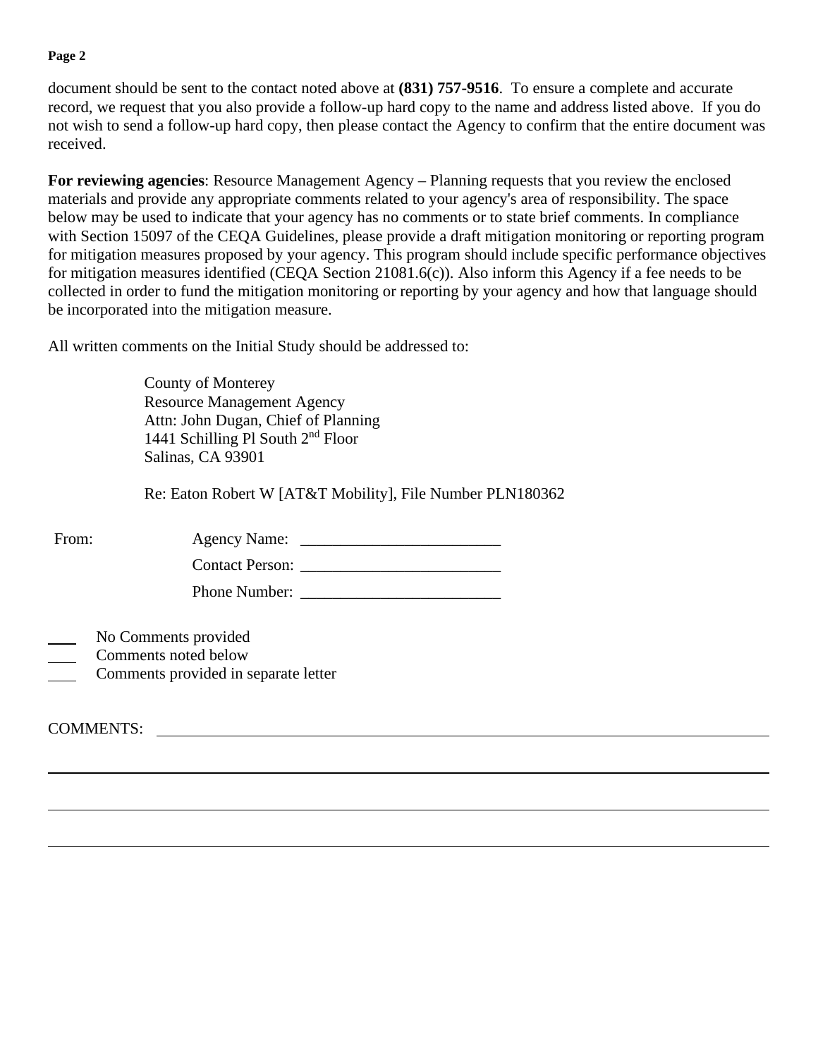document should be sent to the contact noted above at **(831) 757-9516**. To ensure a complete and accurate record, we request that you also provide a follow-up hard copy to the name and address listed above. If you do not wish to send a follow-up hard copy, then please contact the Agency to confirm that the entire document was received.

**For reviewing agencies**: Resource Management Agency – Planning requests that you review the enclosed materials and provide any appropriate comments related to your agency's area of responsibility. The space below may be used to indicate that your agency has no comments or to state brief comments. In compliance with Section 15097 of the CEQA Guidelines, please provide a draft mitigation monitoring or reporting program for mitigation measures proposed by your agency. This program should include specific performance objectives for mitigation measures identified (CEQA Section 21081.6(c)). Also inform this Agency if a fee needs to be collected in order to fund the mitigation monitoring or reporting by your agency and how that language should be incorporated into the mitigation measure.

All written comments on the Initial Study should be addressed to:

County of Monterey
Resource Management Agency
Attn: John Dugan, Chief of Planning
1441 Schilling Pl South 2nd Floor
Salinas, CA 93901

Re: Eaton Robert W [AT&T Mobility], File Number PLN180362

From: Agency Name: _________________________

Contact Person: _________________________

Phone Number: _________________________

____ No Comments provided
____ Comments noted below
____ Comments provided in separate letter

COMMENTS: ________________________________________________________________________

______________________________________________________________________________________

______________________________________________________________________________________

______________________________________________________________________________________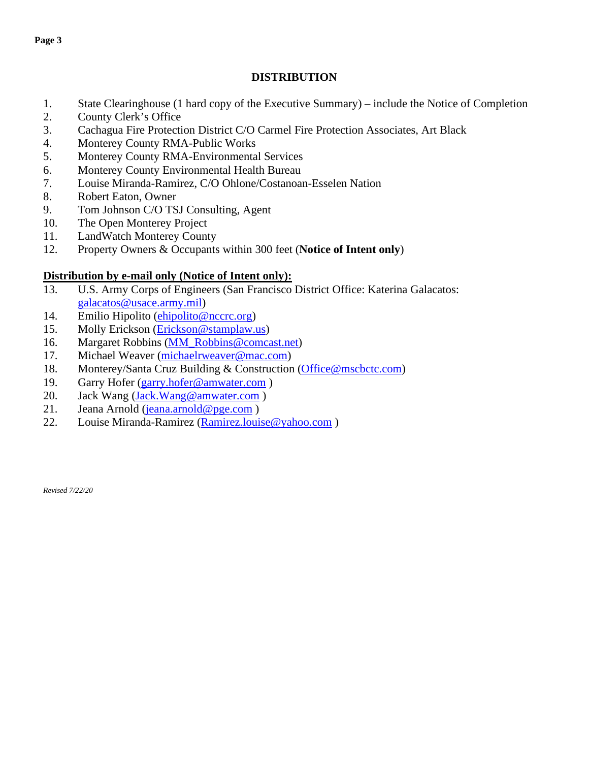## DISTRIBUTION

1. State Clearinghouse (1 hard copy of the Executive Summary) – include the Notice of Completion
2. County Clerk's Office
3. Cachagua Fire Protection District C/O Carmel Fire Protection Associates, Art Black
4. Monterey County RMA-Public Works
5. Monterey County RMA-Environmental Services
6. Monterey County Environmental Health Bureau
7. Louise Miranda-Ramirez, C/O Ohlone/Costanoan-Esselen Nation
8. Robert Eaton, Owner
9. Tom Johnson C/O TSJ Consulting, Agent
10. The Open Monterey Project
11. LandWatch Monterey County
12. Property Owners & Occupants within 300 feet (**Notice of Intent only**)

**Distribution by e-mail only (Notice of Intent only):**

13. U.S. Army Corps of Engineers (San Francisco District Office: Katerina Galacatos: galacatos@usace.army.mil)
14. Emilio Hipolito (ehipolito@nccrc.org)
15. Molly Erickson (Erickson@stamplaw.us)
16. Margaret Robbins (MM_Robbins@comcast.net)
17. Michael Weaver (michaelrweaver@mac.com)
18. Monterey/Santa Cruz Building & Construction (Office@mscbctc.com)
19. Garry Hofer (garry.hofer@amwater.com )
20. Jack Wang (Jack.Wang@amwater.com )
21. Jeana Arnold (jeana.arnold@pge.com )
22. Louise Miranda-Ramirez (Ramirez.louise@yahoo.com )

*Revised 7/22/20*